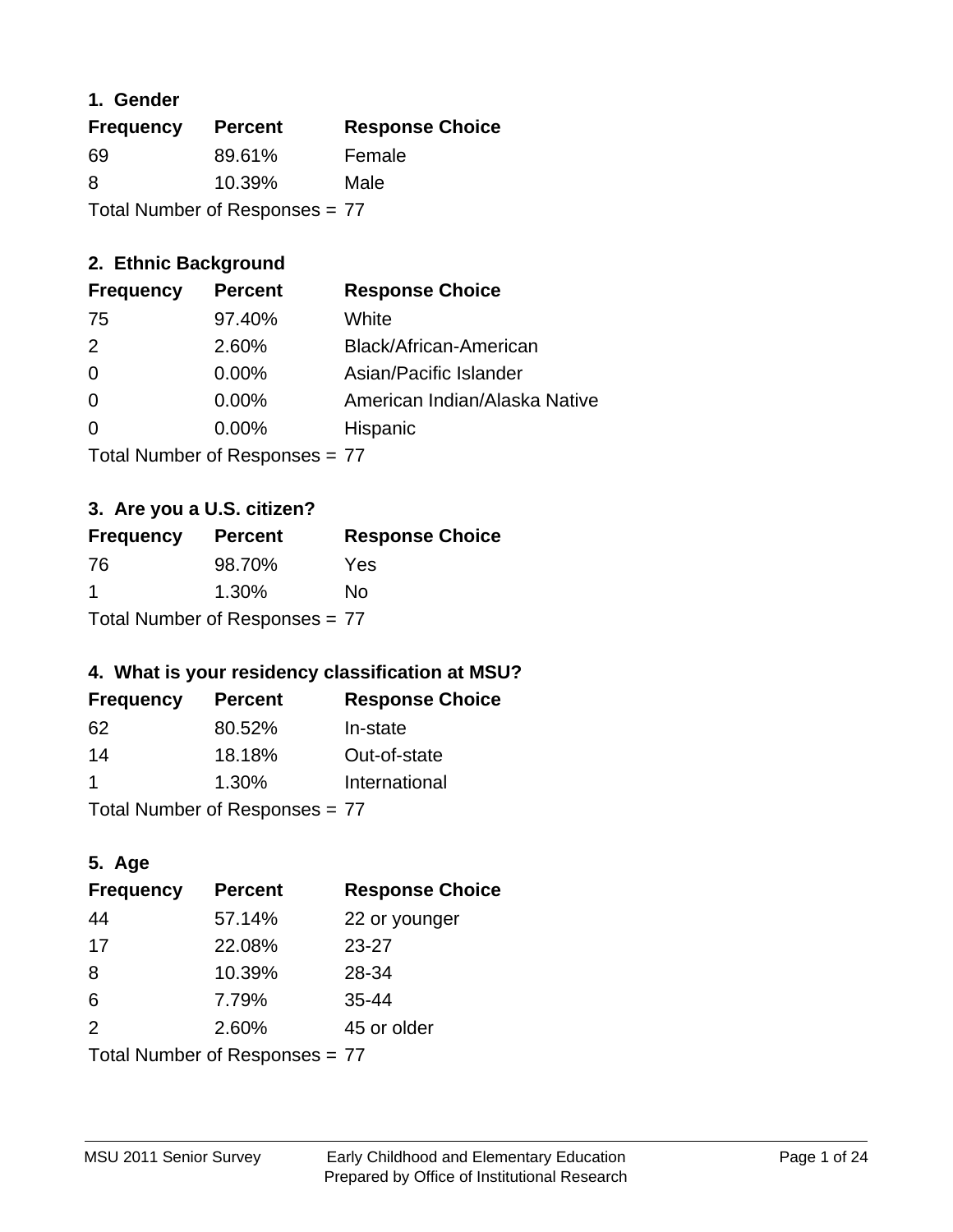### 1. Gender

| Frequency | Percent | Response Choice |
|---|---|---|
| 69 | 89.61% | Female |
| 8 | 10.39% | Male |

Total Number of Responses = 77

### 2. Ethnic Background

| Frequency | Percent | Response Choice |
|---|---|---|
| 75 | 97.40% | White |
| 2 | 2.60% | Black/African-American |
| 0 | 0.00% | Asian/Pacific Islander |
| 0 | 0.00% | American Indian/Alaska Native |
| 0 | 0.00% | Hispanic |

Total Number of Responses = 77

### 3. Are you a U.S. citizen?

| Frequency | Percent | Response Choice |
|---|---|---|
| 76 | 98.70% | Yes |
| 1 | 1.30% | No |

Total Number of Responses = 77

### 4. What is your residency classification at MSU?

| Frequency | Percent | Response Choice |
|---|---|---|
| 62 | 80.52% | In-state |
| 14 | 18.18% | Out-of-state |
| 1 | 1.30% | International |

Total Number of Responses = 77

### 5. Age

| Frequency | Percent | Response Choice |
|---|---|---|
| 44 | 57.14% | 22 or younger |
| 17 | 22.08% | 23-27 |
| 8 | 10.39% | 28-34 |
| 6 | 7.79% | 35-44 |
| 2 | 2.60% | 45 or older |

Total Number of Responses = 77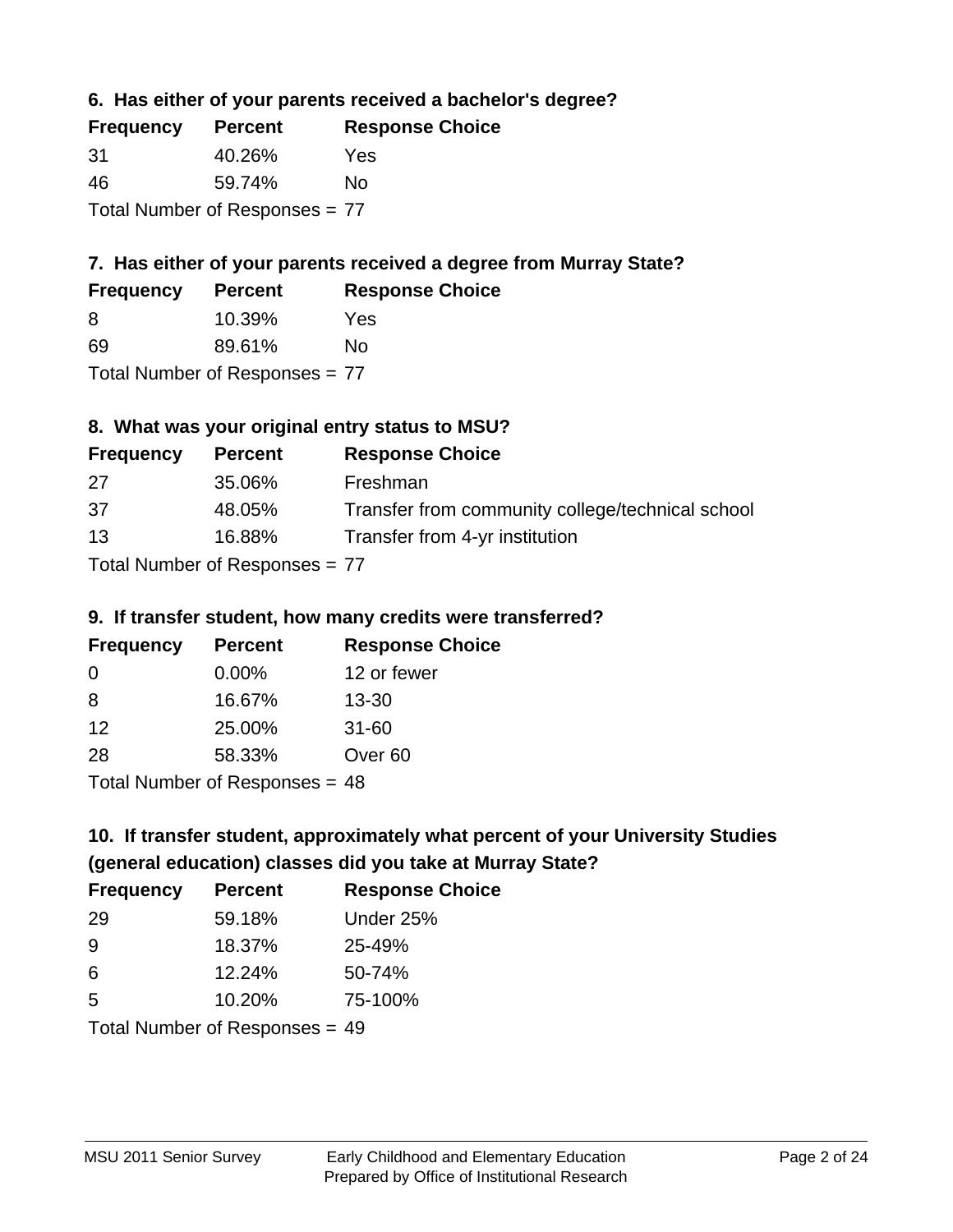### 6. Has either of your parents received a bachelor's degree?

| Frequency | Percent | Response Choice |
|---|---|---|
| 31 | 40.26% | Yes |
| 46 | 59.74% | No |

Total Number of Responses = 77

### 7. Has either of your parents received a degree from Murray State?

| Frequency | Percent | Response Choice |
|---|---|---|
| 8 | 10.39% | Yes |
| 69 | 89.61% | No |

Total Number of Responses = 77

### 8. What was your original entry status to MSU?

| Frequency | Percent | Response Choice |
|---|---|---|
| 27 | 35.06% | Freshman |
| 37 | 48.05% | Transfer from community college/technical school |
| 13 | 16.88% | Transfer from 4-yr institution |

Total Number of Responses = 77

### 9. If transfer student, how many credits were transferred?

| Frequency | Percent | Response Choice |
|---|---|---|
| 0 | 0.00% | 12 or fewer |
| 8 | 16.67% | 13-30 |
| 12 | 25.00% | 31-60 |
| 28 | 58.33% | Over 60 |

Total Number of Responses = 48

### 10. If transfer student, approximately what percent of your University Studies (general education) classes did you take at Murray State?

| Frequency | Percent | Response Choice |
|---|---|---|
| 29 | 59.18% | Under 25% |
| 9 | 18.37% | 25-49% |
| 6 | 12.24% | 50-74% |
| 5 | 10.20% | 75-100% |

Total Number of Responses = 49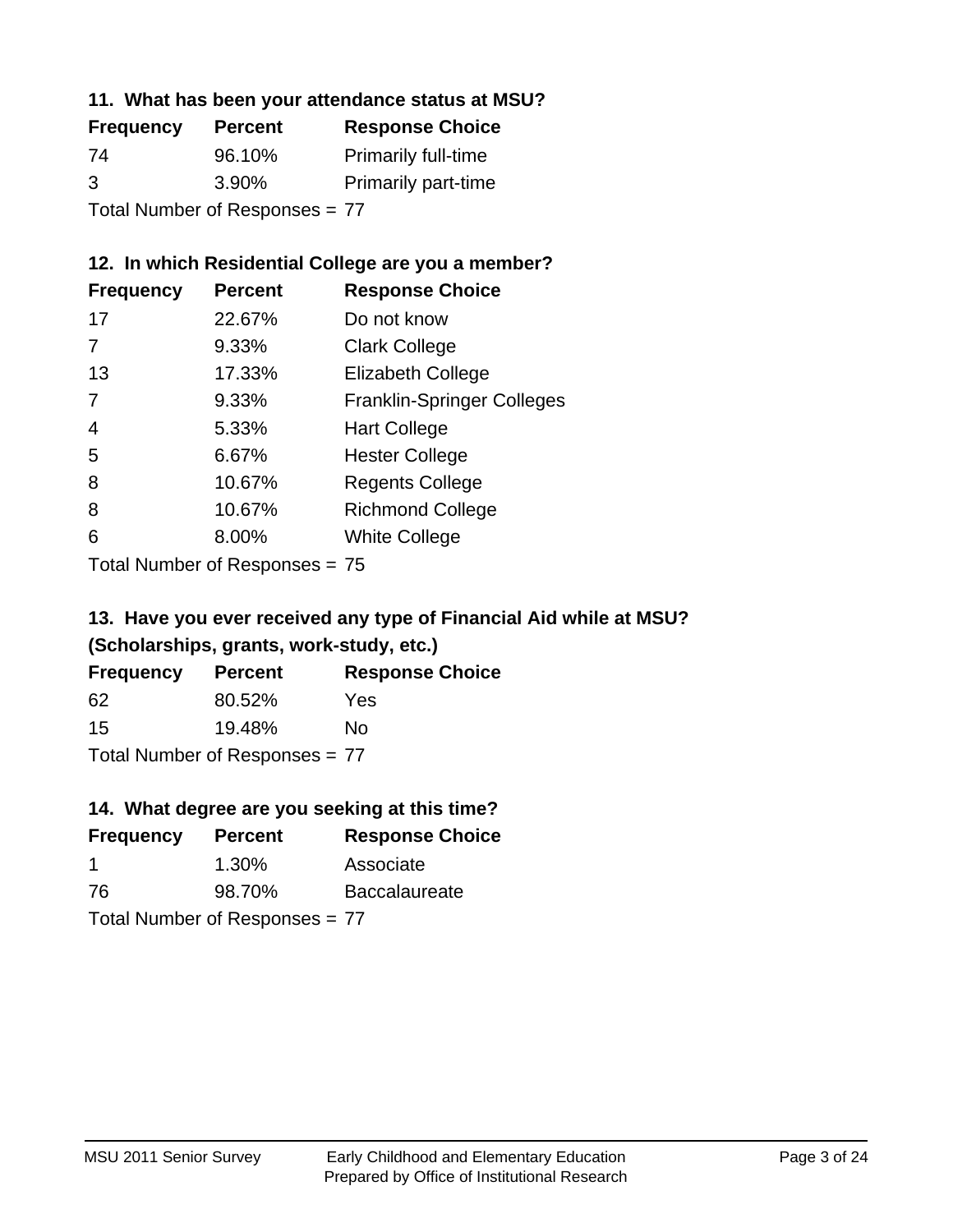### 11. What has been your attendance status at MSU?

| Frequency | Percent | Response Choice |
|---|---|---|
| 74 | 96.10% | Primarily full-time |
| 3 | 3.90% | Primarily part-time |

Total Number of Responses = 77

### 12. In which Residential College are you a member?

| Frequency | Percent | Response Choice |
|---|---|---|
| 17 | 22.67% | Do not know |
| 7 | 9.33% | Clark College |
| 13 | 17.33% | Elizabeth College |
| 7 | 9.33% | Franklin-Springer Colleges |
| 4 | 5.33% | Hart College |
| 5 | 6.67% | Hester College |
| 8 | 10.67% | Regents College |
| 8 | 10.67% | Richmond College |
| 6 | 8.00% | White College |

Total Number of Responses = 75

### 13. Have you ever received any type of Financial Aid while at MSU? (Scholarships, grants, work-study, etc.)

| Frequency | Percent | Response Choice |
|---|---|---|
| 62 | 80.52% | Yes |
| 15 | 19.48% | No |

Total Number of Responses = 77

### 14. What degree are you seeking at this time?

| Frequency | Percent | Response Choice |
|---|---|---|
| 1 | 1.30% | Associate |
| 76 | 98.70% | Baccalaureate |

Total Number of Responses = 77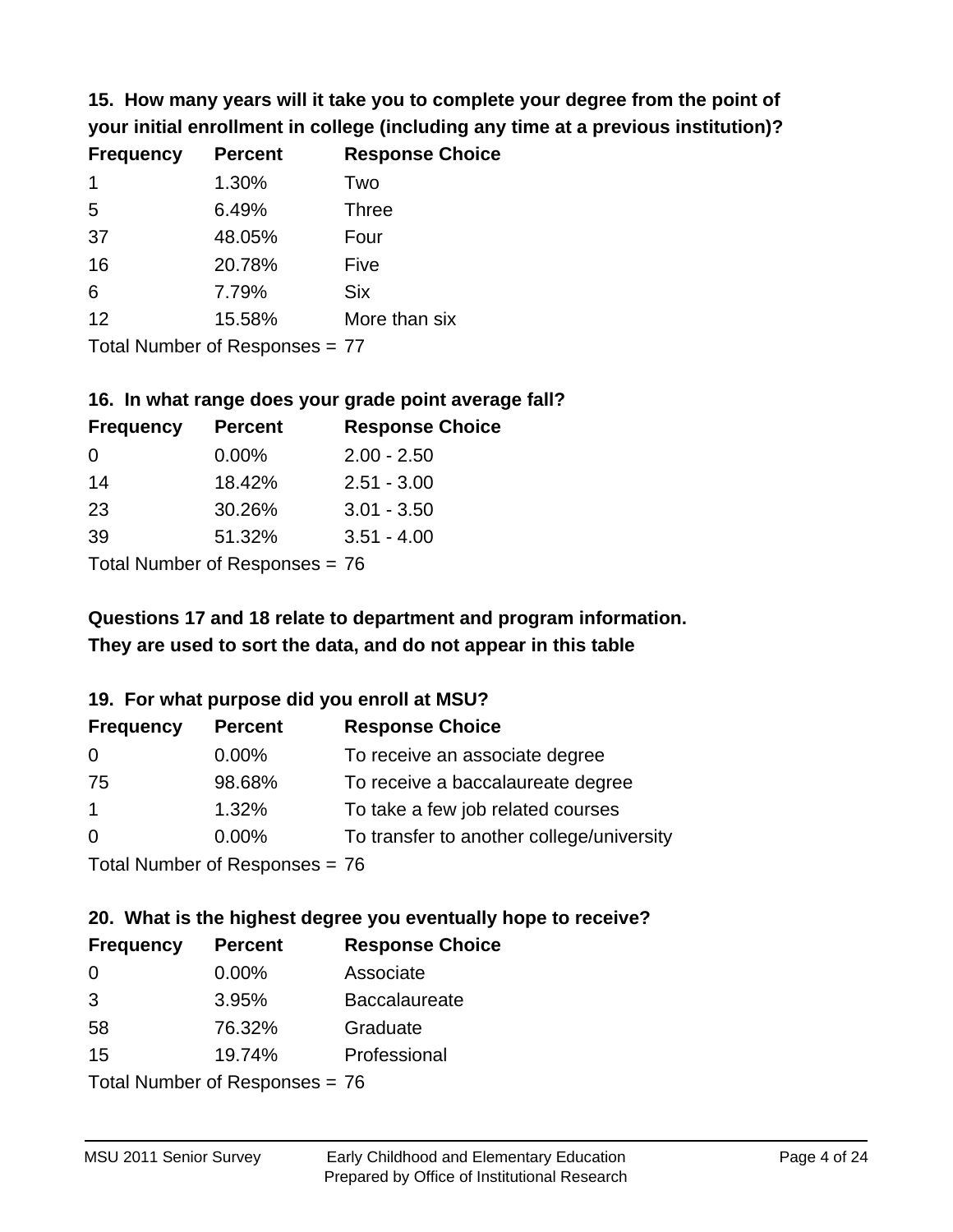**15. How many years will it take you to complete your degree from the point of your initial enrollment in college (including any time at a previous institution)?**

| Frequency | Percent | Response Choice |
|---|---|---|
| 1 | 1.30% | Two |
| 5 | 6.49% | Three |
| 37 | 48.05% | Four |
| 16 | 20.78% | Five |
| 6 | 7.79% | Six |
| 12 | 15.58% | More than six |

Total Number of Responses = 77

**16. In what range does your grade point average fall?**

| Frequency | Percent | Response Choice |
|---|---|---|
| 0 | 0.00% | 2.00 - 2.50 |
| 14 | 18.42% | 2.51 - 3.00 |
| 23 | 30.26% | 3.01 - 3.50 |
| 39 | 51.32% | 3.51 - 4.00 |

Total Number of Responses = 76

**Questions 17 and 18 relate to department and program information. They are used to sort the data, and do not appear in this table**

**19. For what purpose did you enroll at MSU?**

| Frequency | Percent | Response Choice |
|---|---|---|
| 0 | 0.00% | To receive an associate degree |
| 75 | 98.68% | To receive a baccalaureate degree |
| 1 | 1.32% | To take a few job related courses |
| 0 | 0.00% | To transfer to another college/university |

Total Number of Responses = 76

**20. What is the highest degree you eventually hope to receive?**

| Frequency | Percent | Response Choice |
|---|---|---|
| 0 | 0.00% | Associate |
| 3 | 3.95% | Baccalaureate |
| 58 | 76.32% | Graduate |
| 15 | 19.74% | Professional |

Total Number of Responses = 76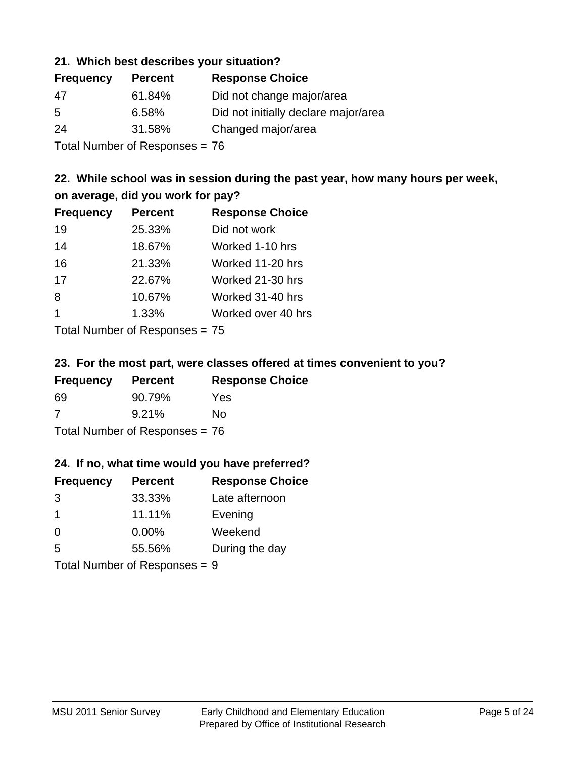### 21. Which best describes your situation?

| Frequency | Percent | Response Choice |
|---|---|---|
| 47 | 61.84% | Did not change major/area |
| 5 | 6.58% | Did not initially declare major/area |
| 24 | 31.58% | Changed major/area |

Total Number of Responses = 76

### 22. While school was in session during the past year, how many hours per week, on average, did you work for pay?

| Frequency | Percent | Response Choice |
|---|---|---|
| 19 | 25.33% | Did not work |
| 14 | 18.67% | Worked 1-10 hrs |
| 16 | 21.33% | Worked 11-20 hrs |
| 17 | 22.67% | Worked 21-30 hrs |
| 8 | 10.67% | Worked 31-40 hrs |
| 1 | 1.33% | Worked over 40 hrs |

Total Number of Responses = 75

### 23. For the most part, were classes offered at times convenient to you?

| Frequency | Percent | Response Choice |
|---|---|---|
| 69 | 90.79% | Yes |
| 7 | 9.21% | No |

Total Number of Responses = 76

### 24. If no, what time would you have preferred?

| Frequency | Percent | Response Choice |
|---|---|---|
| 3 | 33.33% | Late afternoon |
| 1 | 11.11% | Evening |
| 0 | 0.00% | Weekend |
| 5 | 55.56% | During the day |

Total Number of Responses = 9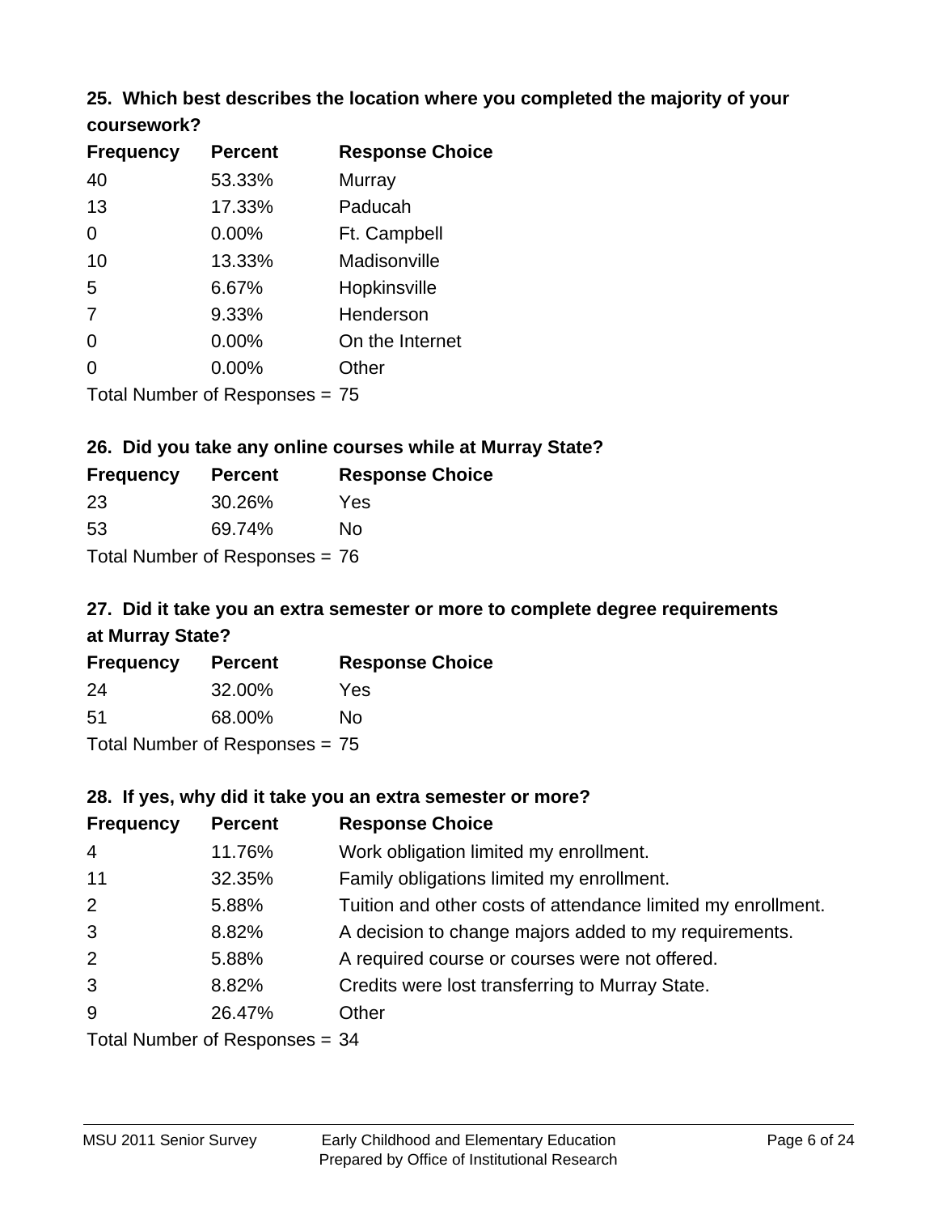### 25. Which best describes the location where you completed the majority of your coursework?

| Frequency | Percent | Response Choice |
|---|---|---|
| 40 | 53.33% | Murray |
| 13 | 17.33% | Paducah |
| 0 | 0.00% | Ft. Campbell |
| 10 | 13.33% | Madisonville |
| 5 | 6.67% | Hopkinsville |
| 7 | 9.33% | Henderson |
| 0 | 0.00% | On the Internet |
| 0 | 0.00% | Other |

Total Number of Responses = 75

### 26. Did you take any online courses while at Murray State?

| Frequency | Percent | Response Choice |
|---|---|---|
| 23 | 30.26% | Yes |
| 53 | 69.74% | No |

Total Number of Responses = 76

### 27. Did it take you an extra semester or more to complete degree requirements at Murray State?

| Frequency | Percent | Response Choice |
|---|---|---|
| 24 | 32.00% | Yes |
| 51 | 68.00% | No |

Total Number of Responses = 75

### 28. If yes, why did it take you an extra semester or more?

| Frequency | Percent | Response Choice |
|---|---|---|
| 4 | 11.76% | Work obligation limited my enrollment. |
| 11 | 32.35% | Family obligations limited my enrollment. |
| 2 | 5.88% | Tuition and other costs of attendance limited my enrollment. |
| 3 | 8.82% | A decision to change majors added to my requirements. |
| 2 | 5.88% | A required course or courses were not offered. |
| 3 | 8.82% | Credits were lost transferring to Murray State. |
| 9 | 26.47% | Other |

Total Number of Responses = 34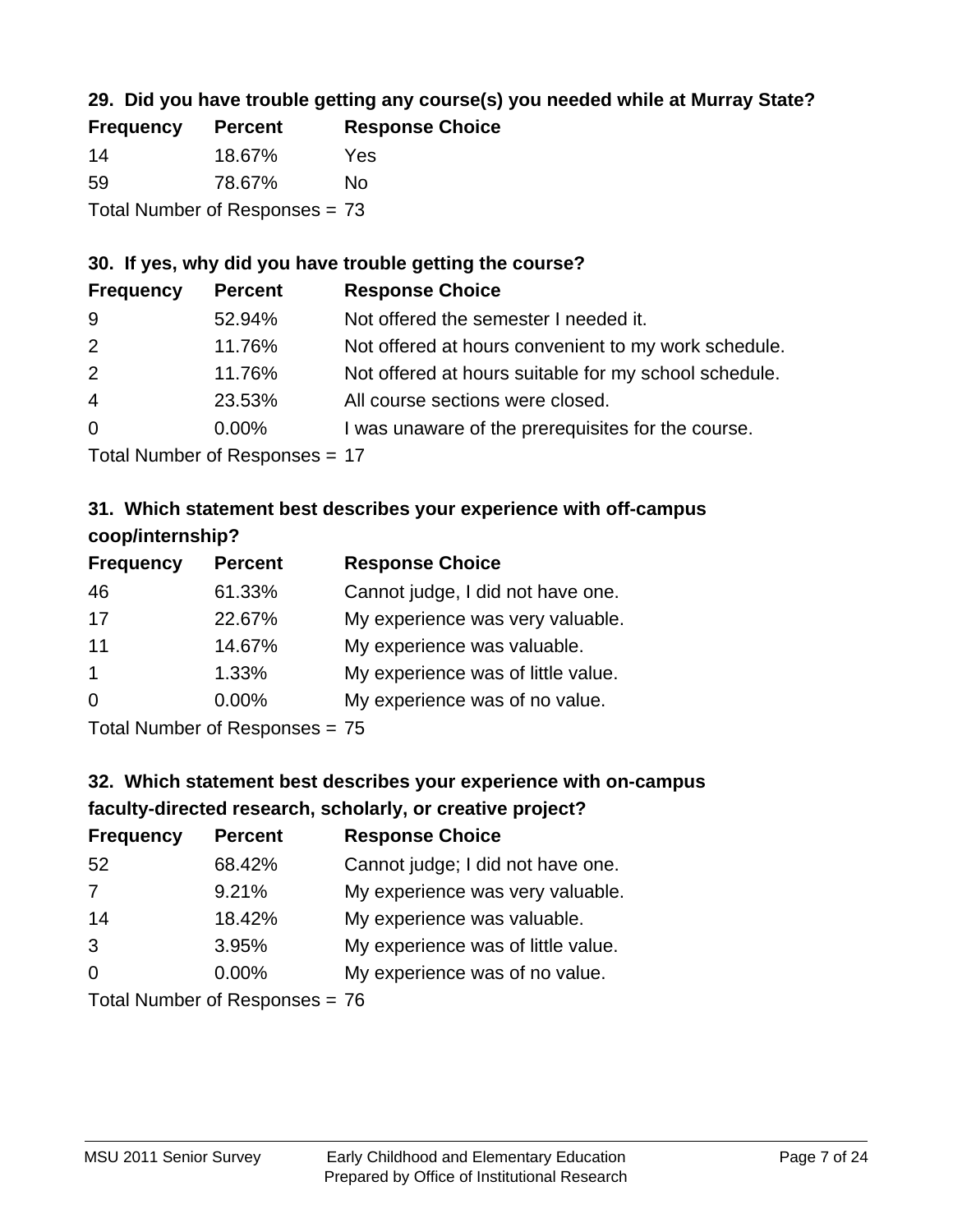### 29. Did you have trouble getting any course(s) you needed while at Murray State?

| Frequency | Percent | Response Choice |
|---|---|---|
| 14 | 18.67% | Yes |
| 59 | 78.67% | No |

Total Number of Responses = 73

### 30. If yes, why did you have trouble getting the course?

| Frequency | Percent | Response Choice |
|---|---|---|
| 9 | 52.94% | Not offered the semester I needed it. |
| 2 | 11.76% | Not offered at hours convenient to my work schedule. |
| 2 | 11.76% | Not offered at hours suitable for my school schedule. |
| 4 | 23.53% | All course sections were closed. |
| 0 | 0.00% | I was unaware of the prerequisites for the course. |

Total Number of Responses = 17

### 31. Which statement best describes your experience with off-campus coop/internship?

| Frequency | Percent | Response Choice |
|---|---|---|
| 46 | 61.33% | Cannot judge, I did not have one. |
| 17 | 22.67% | My experience was very valuable. |
| 11 | 14.67% | My experience was valuable. |
| 1 | 1.33% | My experience was of little value. |
| 0 | 0.00% | My experience was of no value. |

Total Number of Responses = 75

### 32. Which statement best describes your experience with on-campus faculty-directed research, scholarly, or creative project?

| Frequency | Percent | Response Choice |
|---|---|---|
| 52 | 68.42% | Cannot judge; I did not have one. |
| 7 | 9.21% | My experience was very valuable. |
| 14 | 18.42% | My experience was valuable. |
| 3 | 3.95% | My experience was of little value. |
| 0 | 0.00% | My experience was of no value. |

Total Number of Responses = 76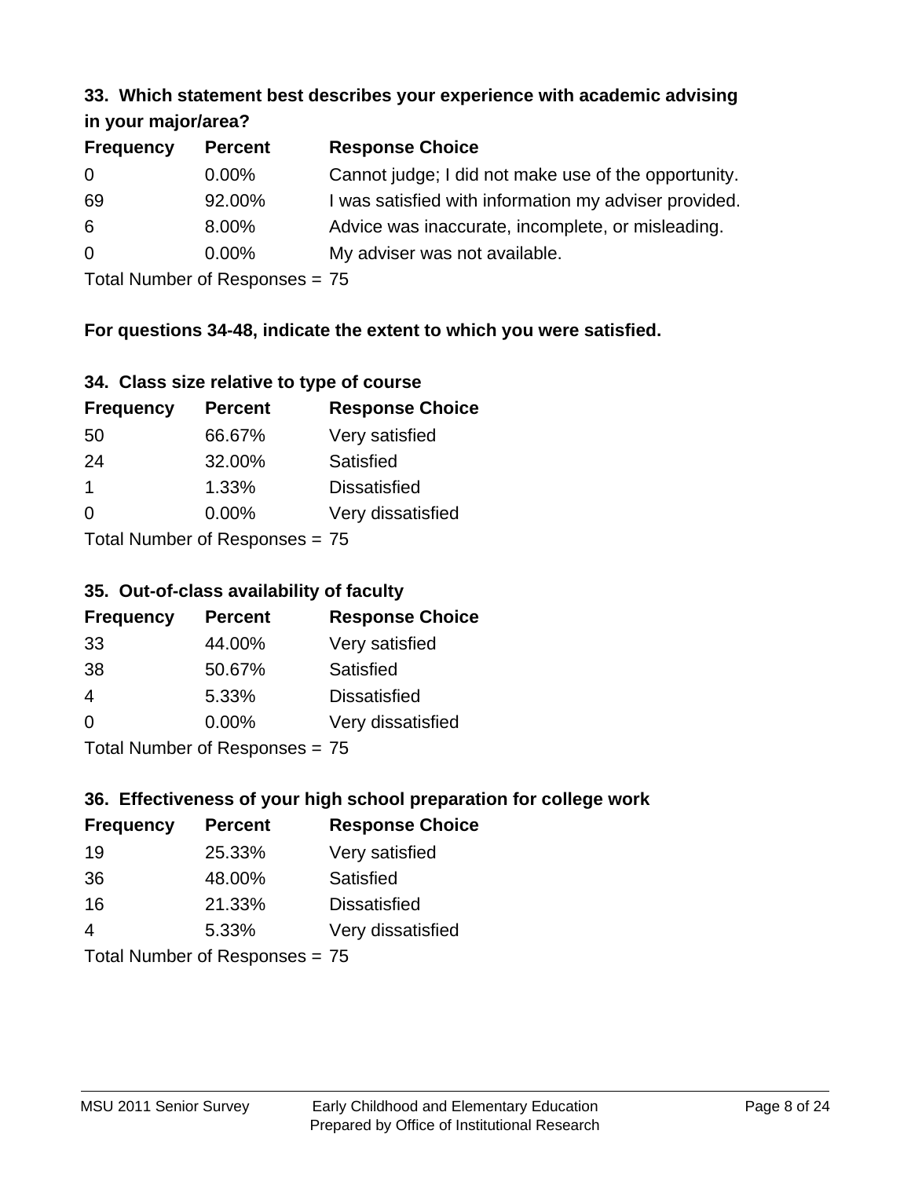### 33. Which statement best describes your experience with academic advising in your major/area?

| Frequency | Percent | Response Choice |
|---|---|---|
| 0 | 0.00% | Cannot judge; I did not make use of the opportunity. |
| 69 | 92.00% | I was satisfied with information my adviser provided. |
| 6 | 8.00% | Advice was inaccurate, incomplete, or misleading. |
| 0 | 0.00% | My adviser was not available. |

Total Number of Responses = 75

**For questions 34-48, indicate the extent to which you were satisfied.**

### 34. Class size relative to type of course

| Frequency | Percent | Response Choice |
|---|---|---|
| 50 | 66.67% | Very satisfied |
| 24 | 32.00% | Satisfied |
| 1 | 1.33% | Dissatisfied |
| 0 | 0.00% | Very dissatisfied |

Total Number of Responses = 75

### 35. Out-of-class availability of faculty

| Frequency | Percent | Response Choice |
|---|---|---|
| 33 | 44.00% | Very satisfied |
| 38 | 50.67% | Satisfied |
| 4 | 5.33% | Dissatisfied |
| 0 | 0.00% | Very dissatisfied |

Total Number of Responses = 75

### 36. Effectiveness of your high school preparation for college work

| Frequency | Percent | Response Choice |
|---|---|---|
| 19 | 25.33% | Very satisfied |
| 36 | 48.00% | Satisfied |
| 16 | 21.33% | Dissatisfied |
| 4 | 5.33% | Very dissatisfied |

Total Number of Responses = 75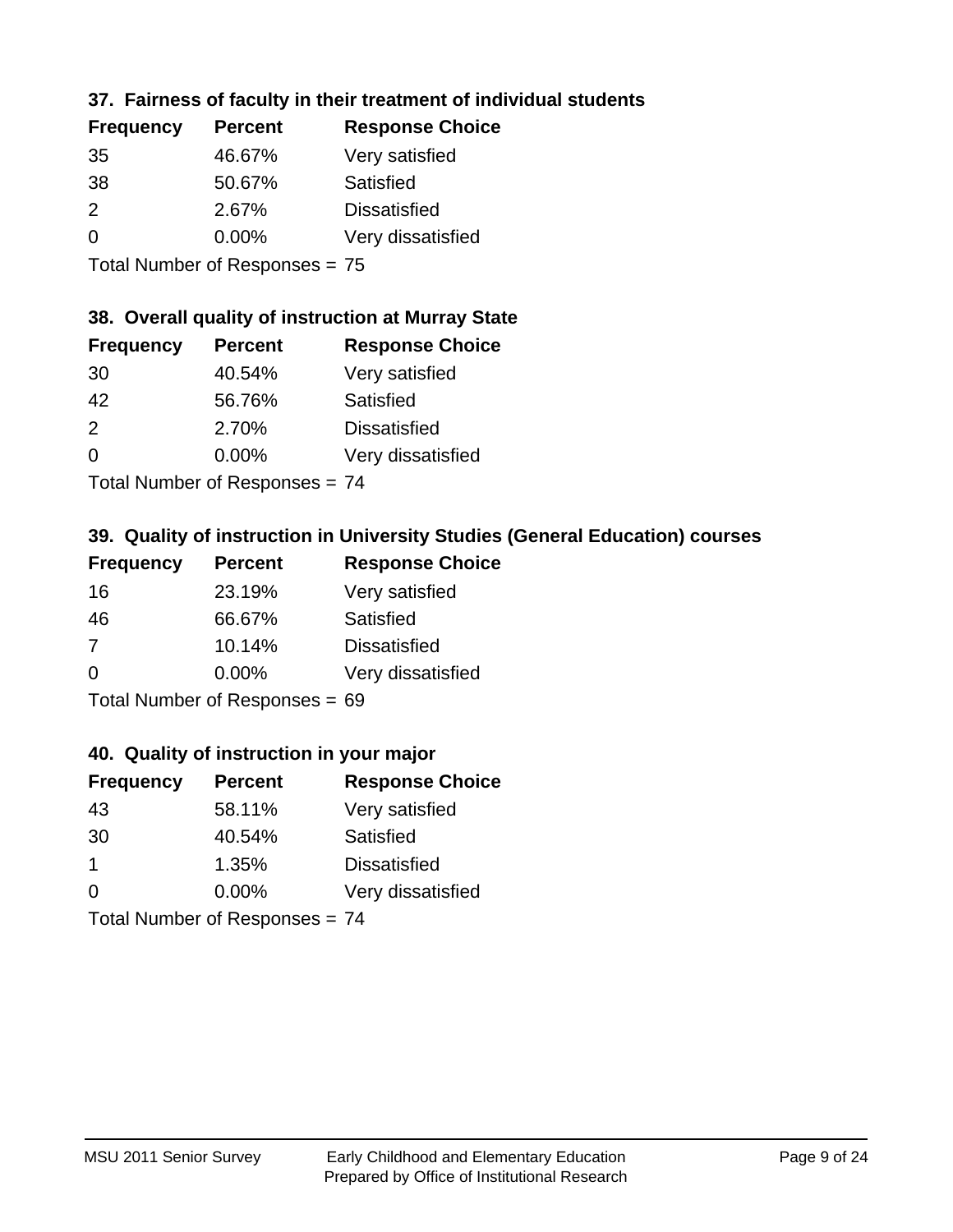### 37. Fairness of faculty in their treatment of individual students

| Frequency | Percent | Response Choice |
|---|---|---|
| 35 | 46.67% | Very satisfied |
| 38 | 50.67% | Satisfied |
| 2 | 2.67% | Dissatisfied |
| 0 | 0.00% | Very dissatisfied |

Total Number of Responses = 75

### 38. Overall quality of instruction at Murray State

| Frequency | Percent | Response Choice |
|---|---|---|
| 30 | 40.54% | Very satisfied |
| 42 | 56.76% | Satisfied |
| 2 | 2.70% | Dissatisfied |
| 0 | 0.00% | Very dissatisfied |

Total Number of Responses = 74

### 39. Quality of instruction in University Studies (General Education) courses

| Frequency | Percent | Response Choice |
|---|---|---|
| 16 | 23.19% | Very satisfied |
| 46 | 66.67% | Satisfied |
| 7 | 10.14% | Dissatisfied |
| 0 | 0.00% | Very dissatisfied |

Total Number of Responses = 69

### 40. Quality of instruction in your major

| Frequency | Percent | Response Choice |
|---|---|---|
| 43 | 58.11% | Very satisfied |
| 30 | 40.54% | Satisfied |
| 1 | 1.35% | Dissatisfied |
| 0 | 0.00% | Very dissatisfied |

Total Number of Responses = 74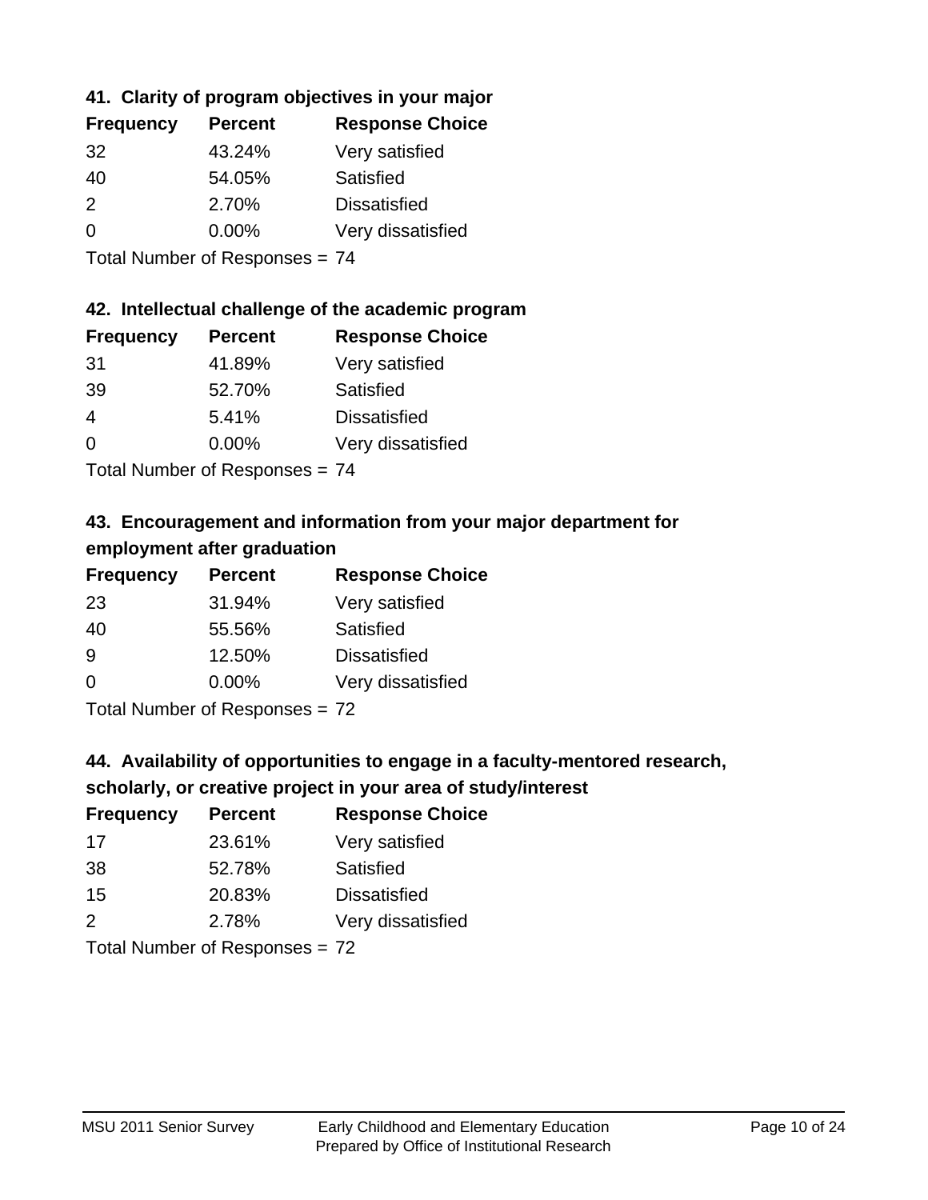### 41. Clarity of program objectives in your major

| Frequency | Percent | Response Choice |
|---|---|---|
| 32 | 43.24% | Very satisfied |
| 40 | 54.05% | Satisfied |
| 2 | 2.70% | Dissatisfied |
| 0 | 0.00% | Very dissatisfied |

Total Number of Responses = 74

### 42. Intellectual challenge of the academic program

| Frequency | Percent | Response Choice |
|---|---|---|
| 31 | 41.89% | Very satisfied |
| 39 | 52.70% | Satisfied |
| 4 | 5.41% | Dissatisfied |
| 0 | 0.00% | Very dissatisfied |

Total Number of Responses = 74

### 43. Encouragement and information from your major department for employment after graduation

| Frequency | Percent | Response Choice |
|---|---|---|
| 23 | 31.94% | Very satisfied |
| 40 | 55.56% | Satisfied |
| 9 | 12.50% | Dissatisfied |
| 0 | 0.00% | Very dissatisfied |

Total Number of Responses = 72

### 44. Availability of opportunities to engage in a faculty-mentored research, scholarly, or creative project in your area of study/interest

| Frequency | Percent | Response Choice |
|---|---|---|
| 17 | 23.61% | Very satisfied |
| 38 | 52.78% | Satisfied |
| 15 | 20.83% | Dissatisfied |
| 2 | 2.78% | Very dissatisfied |

Total Number of Responses = 72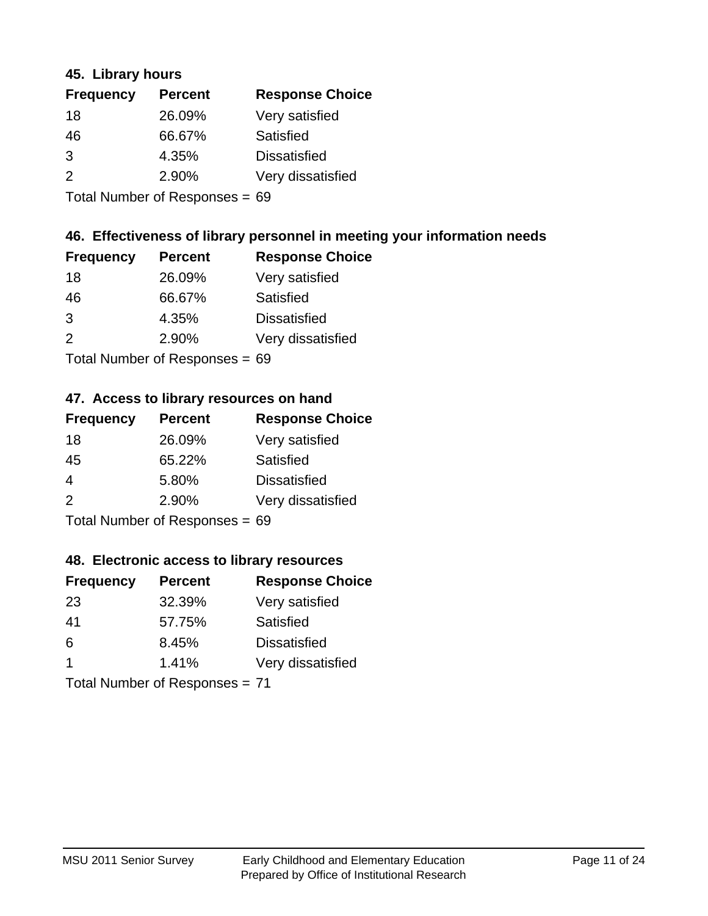### 45. Library hours

| Frequency | Percent | Response Choice |
|---|---|---|
| 18 | 26.09% | Very satisfied |
| 46 | 66.67% | Satisfied |
| 3 | 4.35% | Dissatisfied |
| 2 | 2.90% | Very dissatisfied |

Total Number of Responses = 69

### 46. Effectiveness of library personnel in meeting your information needs

| Frequency | Percent | Response Choice |
|---|---|---|
| 18 | 26.09% | Very satisfied |
| 46 | 66.67% | Satisfied |
| 3 | 4.35% | Dissatisfied |
| 2 | 2.90% | Very dissatisfied |

Total Number of Responses = 69

### 47. Access to library resources on hand

| Frequency | Percent | Response Choice |
|---|---|---|
| 18 | 26.09% | Very satisfied |
| 45 | 65.22% | Satisfied |
| 4 | 5.80% | Dissatisfied |
| 2 | 2.90% | Very dissatisfied |

Total Number of Responses = 69

### 48. Electronic access to library resources

| Frequency | Percent | Response Choice |
|---|---|---|
| 23 | 32.39% | Very satisfied |
| 41 | 57.75% | Satisfied |
| 6 | 8.45% | Dissatisfied |
| 1 | 1.41% | Very dissatisfied |

Total Number of Responses = 71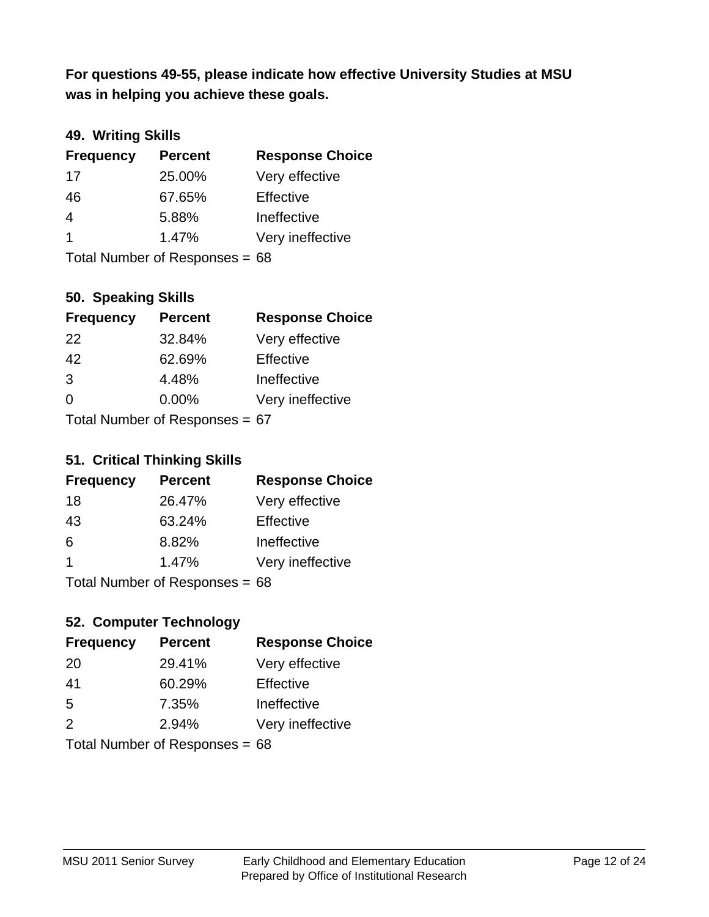**For questions 49-55, please indicate how effective University Studies at MSU was in helping you achieve these goals.**

### 49. Writing Skills

| Frequency | Percent | Response Choice |
|---|---|---|
| 17 | 25.00% | Very effective |
| 46 | 67.65% | Effective |
| 4 | 5.88% | Ineffective |
| 1 | 1.47% | Very ineffective |

Total Number of Responses = 68

### 50. Speaking Skills

| Frequency | Percent | Response Choice |
|---|---|---|
| 22 | 32.84% | Very effective |
| 42 | 62.69% | Effective |
| 3 | 4.48% | Ineffective |
| 0 | 0.00% | Very ineffective |

Total Number of Responses = 67

### 51. Critical Thinking Skills

| Frequency | Percent | Response Choice |
|---|---|---|
| 18 | 26.47% | Very effective |
| 43 | 63.24% | Effective |
| 6 | 8.82% | Ineffective |
| 1 | 1.47% | Very ineffective |

Total Number of Responses = 68

### 52. Computer Technology

| Frequency | Percent | Response Choice |
|---|---|---|
| 20 | 29.41% | Very effective |
| 41 | 60.29% | Effective |
| 5 | 7.35% | Ineffective |
| 2 | 2.94% | Very ineffective |

Total Number of Responses = 68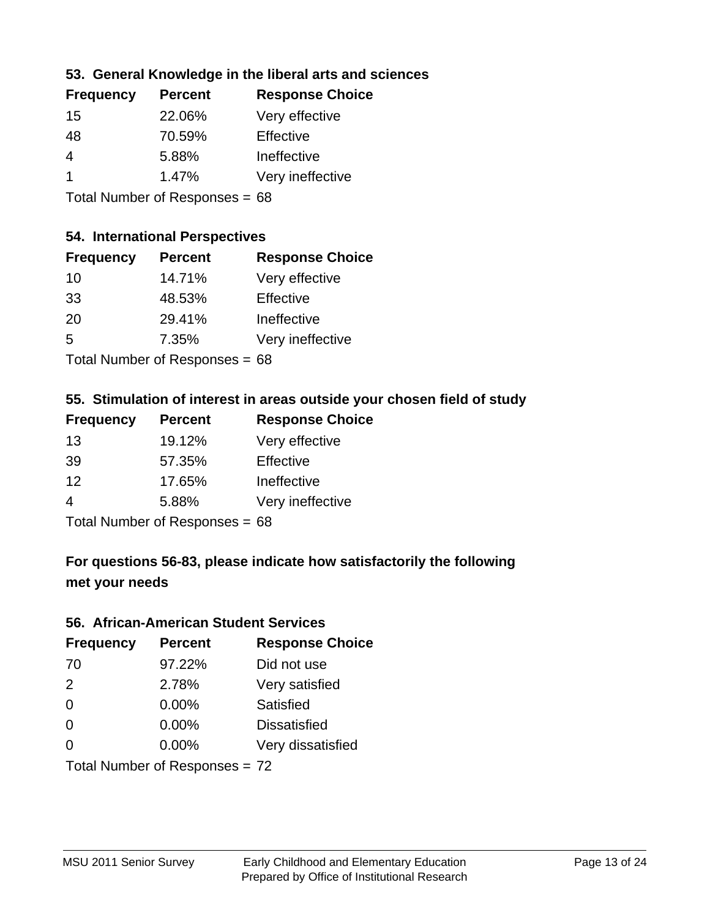### 53. General Knowledge in the liberal arts and sciences

| Frequency | Percent | Response Choice |
|---|---|---|
| 15 | 22.06% | Very effective |
| 48 | 70.59% | Effective |
| 4 | 5.88% | Ineffective |
| 1 | 1.47% | Very ineffective |

Total Number of Responses = 68

### 54. International Perspectives

| Frequency | Percent | Response Choice |
|---|---|---|
| 10 | 14.71% | Very effective |
| 33 | 48.53% | Effective |
| 20 | 29.41% | Ineffective |
| 5 | 7.35% | Very ineffective |

Total Number of Responses = 68

### 55. Stimulation of interest in areas outside your chosen field of study

| Frequency | Percent | Response Choice |
|---|---|---|
| 13 | 19.12% | Very effective |
| 39 | 57.35% | Effective |
| 12 | 17.65% | Ineffective |
| 4 | 5.88% | Very ineffective |

Total Number of Responses = 68

## For questions 56-83, please indicate how satisfactorily the following met your needs

### 56. African-American Student Services

| Frequency | Percent | Response Choice |
|---|---|---|
| 70 | 97.22% | Did not use |
| 2 | 2.78% | Very satisfied |
| 0 | 0.00% | Satisfied |
| 0 | 0.00% | Dissatisfied |
| 0 | 0.00% | Very dissatisfied |

Total Number of Responses = 72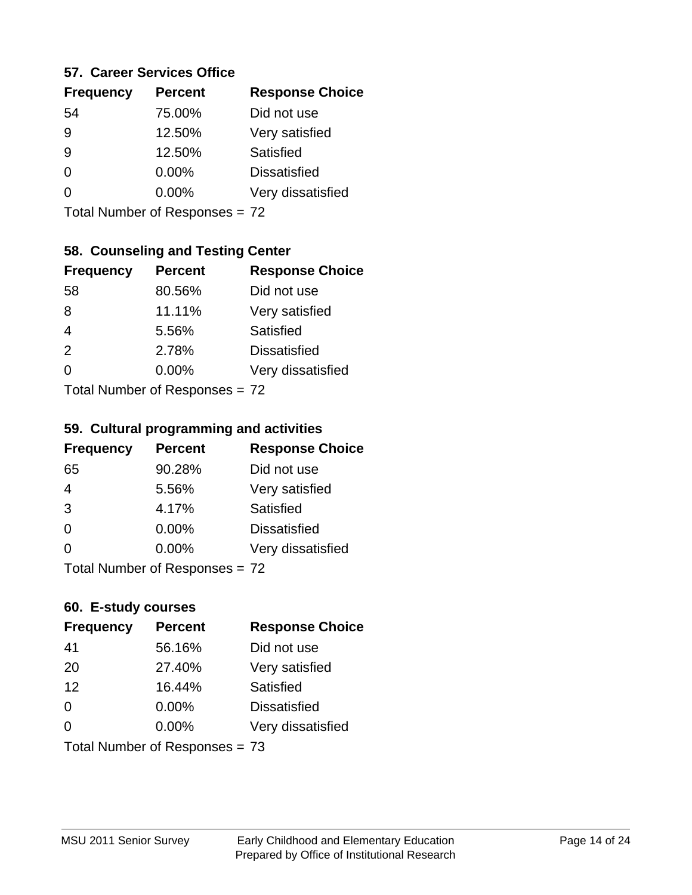### 57. Career Services Office

| Frequency | Percent | Response Choice |
|---|---|---|
| 54 | 75.00% | Did not use |
| 9 | 12.50% | Very satisfied |
| 9 | 12.50% | Satisfied |
| 0 | 0.00% | Dissatisfied |
| 0 | 0.00% | Very dissatisfied |

Total Number of Responses = 72

### 58. Counseling and Testing Center

| Frequency | Percent | Response Choice |
|---|---|---|
| 58 | 80.56% | Did not use |
| 8 | 11.11% | Very satisfied |
| 4 | 5.56% | Satisfied |
| 2 | 2.78% | Dissatisfied |
| 0 | 0.00% | Very dissatisfied |

Total Number of Responses = 72

### 59. Cultural programming and activities

| Frequency | Percent | Response Choice |
|---|---|---|
| 65 | 90.28% | Did not use |
| 4 | 5.56% | Very satisfied |
| 3 | 4.17% | Satisfied |
| 0 | 0.00% | Dissatisfied |
| 0 | 0.00% | Very dissatisfied |

Total Number of Responses = 72

### 60. E-study courses

| Frequency | Percent | Response Choice |
|---|---|---|
| 41 | 56.16% | Did not use |
| 20 | 27.40% | Very satisfied |
| 12 | 16.44% | Satisfied |
| 0 | 0.00% | Dissatisfied |
| 0 | 0.00% | Very dissatisfied |

Total Number of Responses = 73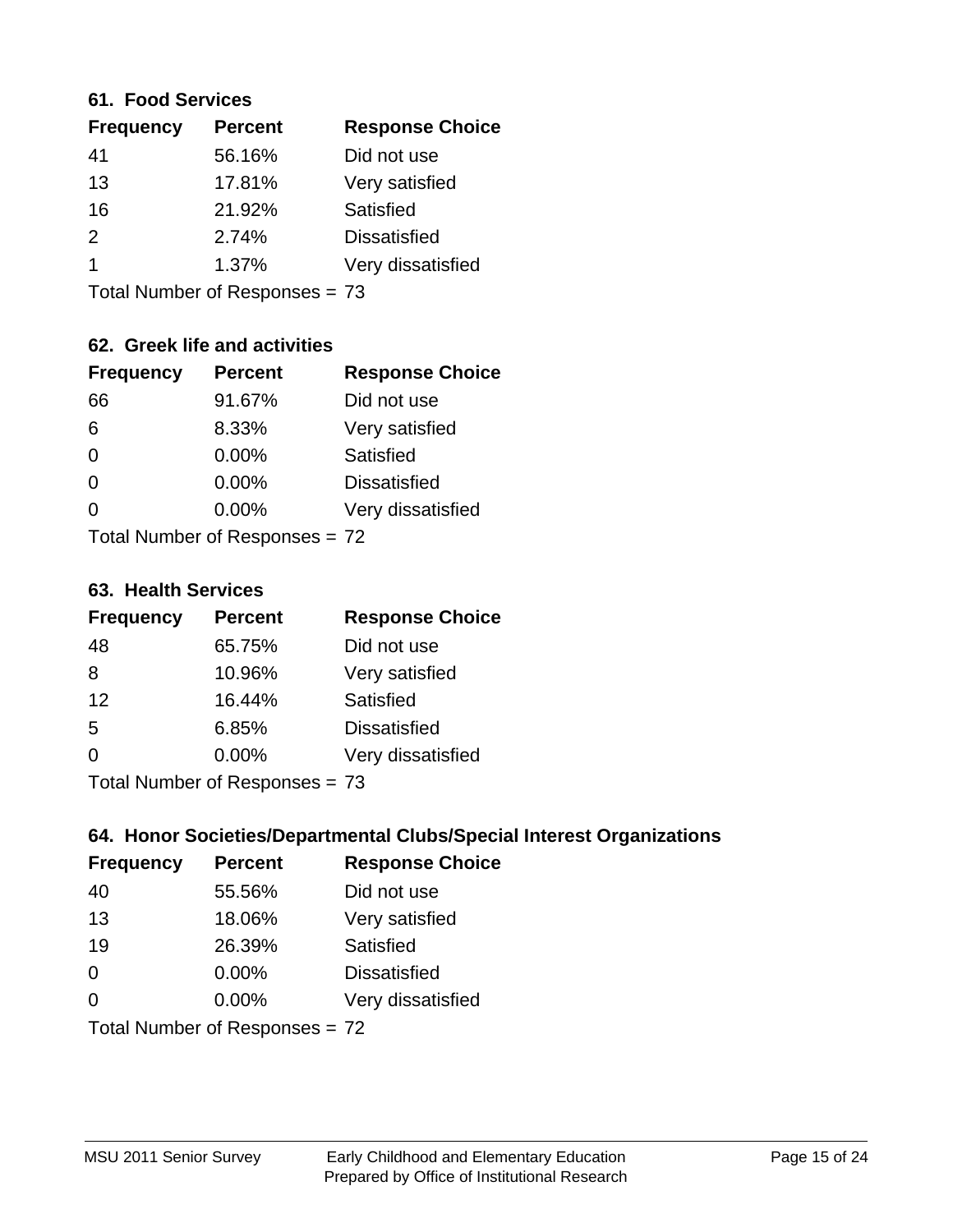### 61. Food Services

| Frequency | Percent | Response Choice |
|---|---|---|
| 41 | 56.16% | Did not use |
| 13 | 17.81% | Very satisfied |
| 16 | 21.92% | Satisfied |
| 2 | 2.74% | Dissatisfied |
| 1 | 1.37% | Very dissatisfied |

Total Number of Responses = 73

### 62. Greek life and activities

| Frequency | Percent | Response Choice |
|---|---|---|
| 66 | 91.67% | Did not use |
| 6 | 8.33% | Very satisfied |
| 0 | 0.00% | Satisfied |
| 0 | 0.00% | Dissatisfied |
| 0 | 0.00% | Very dissatisfied |

Total Number of Responses = 72

### 63. Health Services

| Frequency | Percent | Response Choice |
|---|---|---|
| 48 | 65.75% | Did not use |
| 8 | 10.96% | Very satisfied |
| 12 | 16.44% | Satisfied |
| 5 | 6.85% | Dissatisfied |
| 0 | 0.00% | Very dissatisfied |

Total Number of Responses = 73

### 64. Honor Societies/Departmental Clubs/Special Interest Organizations

| Frequency | Percent | Response Choice |
|---|---|---|
| 40 | 55.56% | Did not use |
| 13 | 18.06% | Very satisfied |
| 19 | 26.39% | Satisfied |
| 0 | 0.00% | Dissatisfied |
| 0 | 0.00% | Very dissatisfied |

Total Number of Responses = 72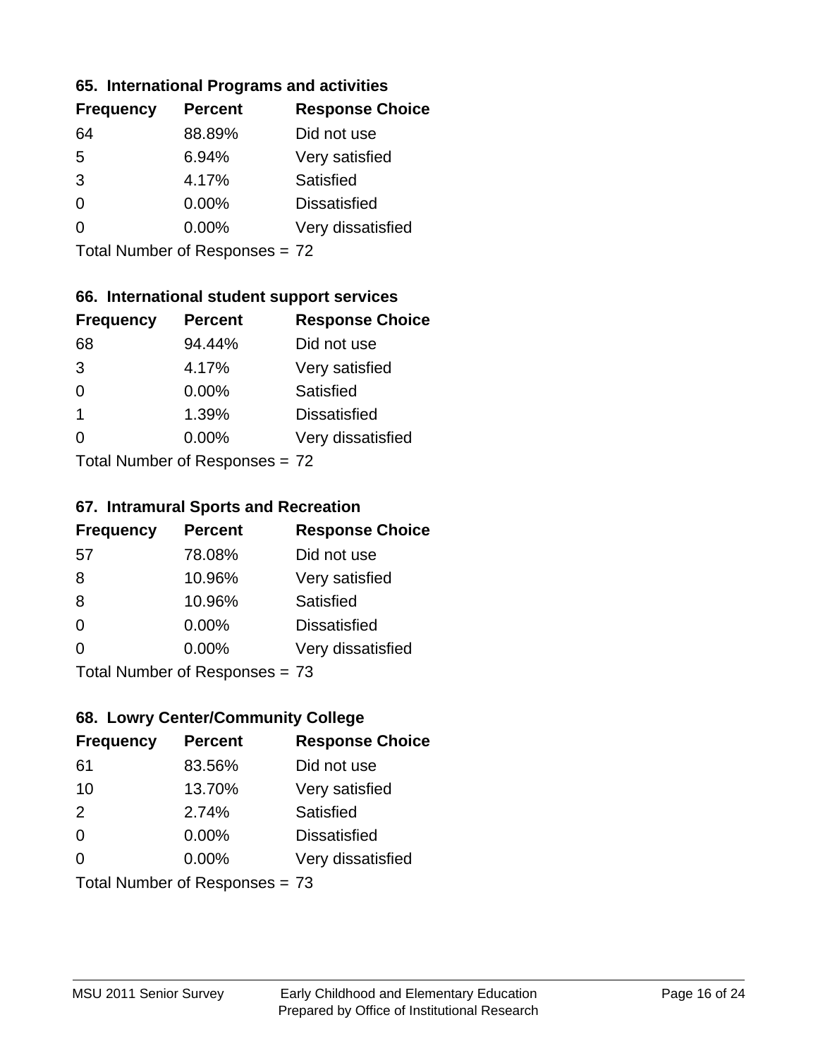### 65. International Programs and activities

| Frequency | Percent | Response Choice |
|---|---|---|
| 64 | 88.89% | Did not use |
| 5 | 6.94% | Very satisfied |
| 3 | 4.17% | Satisfied |
| 0 | 0.00% | Dissatisfied |
| 0 | 0.00% | Very dissatisfied |

Total Number of Responses = 72

### 66. International student support services

| Frequency | Percent | Response Choice |
|---|---|---|
| 68 | 94.44% | Did not use |
| 3 | 4.17% | Very satisfied |
| 0 | 0.00% | Satisfied |
| 1 | 1.39% | Dissatisfied |
| 0 | 0.00% | Very dissatisfied |

Total Number of Responses = 72

### 67. Intramural Sports and Recreation

| Frequency | Percent | Response Choice |
|---|---|---|
| 57 | 78.08% | Did not use |
| 8 | 10.96% | Very satisfied |
| 8 | 10.96% | Satisfied |
| 0 | 0.00% | Dissatisfied |
| 0 | 0.00% | Very dissatisfied |

Total Number of Responses = 73

### 68. Lowry Center/Community College

| Frequency | Percent | Response Choice |
|---|---|---|
| 61 | 83.56% | Did not use |
| 10 | 13.70% | Very satisfied |
| 2 | 2.74% | Satisfied |
| 0 | 0.00% | Dissatisfied |
| 0 | 0.00% | Very dissatisfied |

Total Number of Responses = 73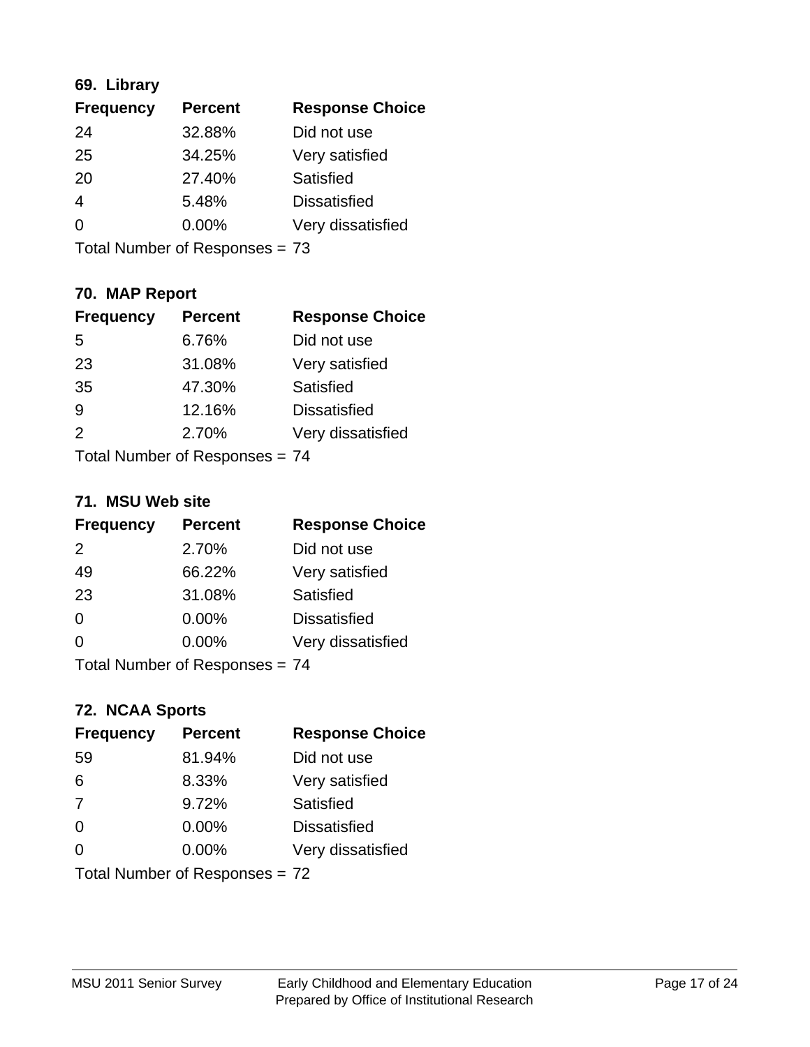### 69. Library

| Frequency | Percent | Response Choice |
| --- | --- | --- |
| 24 | 32.88% | Did not use |
| 25 | 34.25% | Very satisfied |
| 20 | 27.40% | Satisfied |
| 4 | 5.48% | Dissatisfied |
| 0 | 0.00% | Very dissatisfied |

Total Number of Responses = 73

### 70. MAP Report

| Frequency | Percent | Response Choice |
| --- | --- | --- |
| 5 | 6.76% | Did not use |
| 23 | 31.08% | Very satisfied |
| 35 | 47.30% | Satisfied |
| 9 | 12.16% | Dissatisfied |
| 2 | 2.70% | Very dissatisfied |

Total Number of Responses = 74

### 71. MSU Web site

| Frequency | Percent | Response Choice |
| --- | --- | --- |
| 2 | 2.70% | Did not use |
| 49 | 66.22% | Very satisfied |
| 23 | 31.08% | Satisfied |
| 0 | 0.00% | Dissatisfied |
| 0 | 0.00% | Very dissatisfied |

Total Number of Responses = 74

### 72. NCAA Sports

| Frequency | Percent | Response Choice |
| --- | --- | --- |
| 59 | 81.94% | Did not use |
| 6 | 8.33% | Very satisfied |
| 7 | 9.72% | Satisfied |
| 0 | 0.00% | Dissatisfied |
| 0 | 0.00% | Very dissatisfied |

Total Number of Responses = 72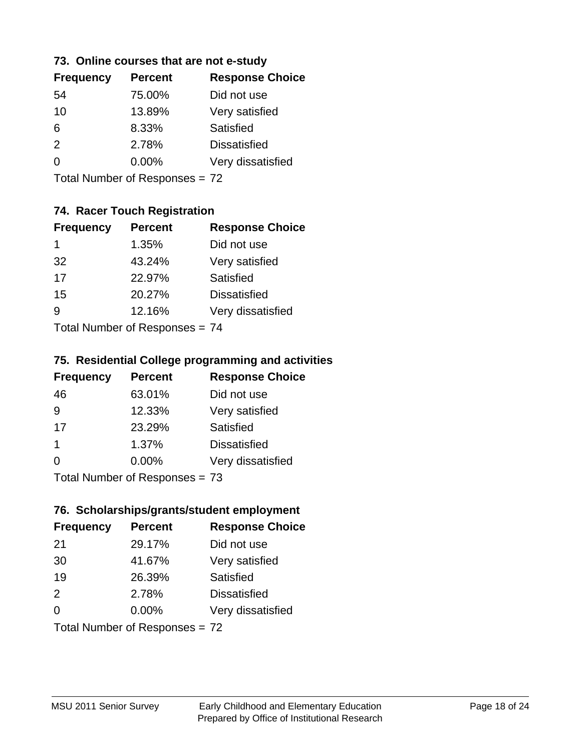### 73. Online courses that are not e-study

| Frequency | Percent | Response Choice |
|---|---|---|
| 54 | 75.00% | Did not use |
| 10 | 13.89% | Very satisfied |
| 6 | 8.33% | Satisfied |
| 2 | 2.78% | Dissatisfied |
| 0 | 0.00% | Very dissatisfied |

Total Number of Responses = 72

### 74. Racer Touch Registration

| Frequency | Percent | Response Choice |
|---|---|---|
| 1 | 1.35% | Did not use |
| 32 | 43.24% | Very satisfied |
| 17 | 22.97% | Satisfied |
| 15 | 20.27% | Dissatisfied |
| 9 | 12.16% | Very dissatisfied |

Total Number of Responses = 74

### 75. Residential College programming and activities

| Frequency | Percent | Response Choice |
|---|---|---|
| 46 | 63.01% | Did not use |
| 9 | 12.33% | Very satisfied |
| 17 | 23.29% | Satisfied |
| 1 | 1.37% | Dissatisfied |
| 0 | 0.00% | Very dissatisfied |

Total Number of Responses = 73

### 76. Scholarships/grants/student employment

| Frequency | Percent | Response Choice |
|---|---|---|
| 21 | 29.17% | Did not use |
| 30 | 41.67% | Very satisfied |
| 19 | 26.39% | Satisfied |
| 2 | 2.78% | Dissatisfied |
| 0 | 0.00% | Very dissatisfied |

Total Number of Responses = 72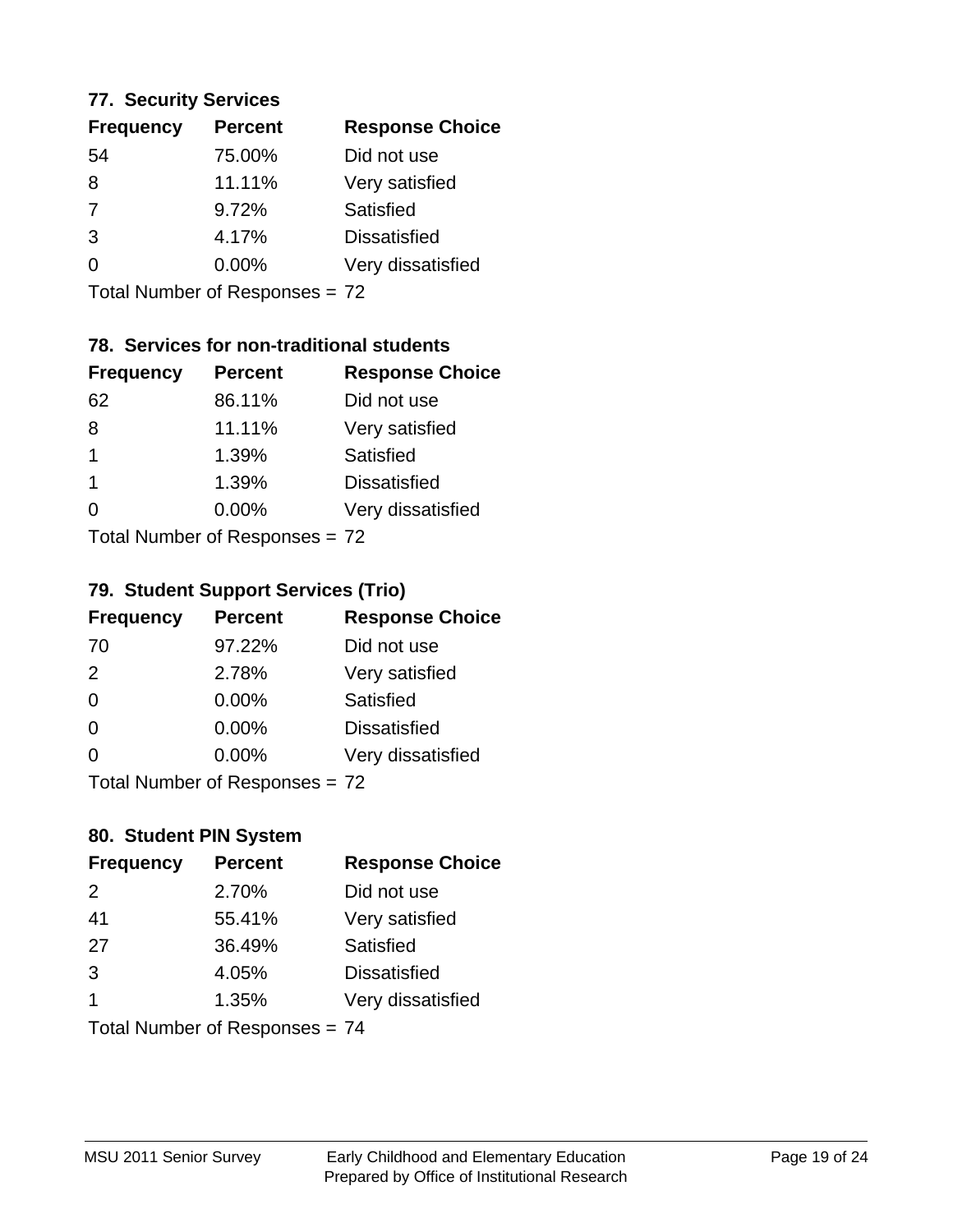### 77. Security Services

| Frequency | Percent | Response Choice |
|---|---|---|
| 54 | 75.00% | Did not use |
| 8 | 11.11% | Very satisfied |
| 7 | 9.72% | Satisfied |
| 3 | 4.17% | Dissatisfied |
| 0 | 0.00% | Very dissatisfied |

Total Number of Responses = 72

### 78. Services for non-traditional students

| Frequency | Percent | Response Choice |
|---|---|---|
| 62 | 86.11% | Did not use |
| 8 | 11.11% | Very satisfied |
| 1 | 1.39% | Satisfied |
| 1 | 1.39% | Dissatisfied |
| 0 | 0.00% | Very dissatisfied |

Total Number of Responses = 72

### 79. Student Support Services (Trio)

| Frequency | Percent | Response Choice |
|---|---|---|
| 70 | 97.22% | Did not use |
| 2 | 2.78% | Very satisfied |
| 0 | 0.00% | Satisfied |
| 0 | 0.00% | Dissatisfied |
| 0 | 0.00% | Very dissatisfied |

Total Number of Responses = 72

### 80. Student PIN System

| Frequency | Percent | Response Choice |
|---|---|---|
| 2 | 2.70% | Did not use |
| 41 | 55.41% | Very satisfied |
| 27 | 36.49% | Satisfied |
| 3 | 4.05% | Dissatisfied |
| 1 | 1.35% | Very dissatisfied |

Total Number of Responses = 74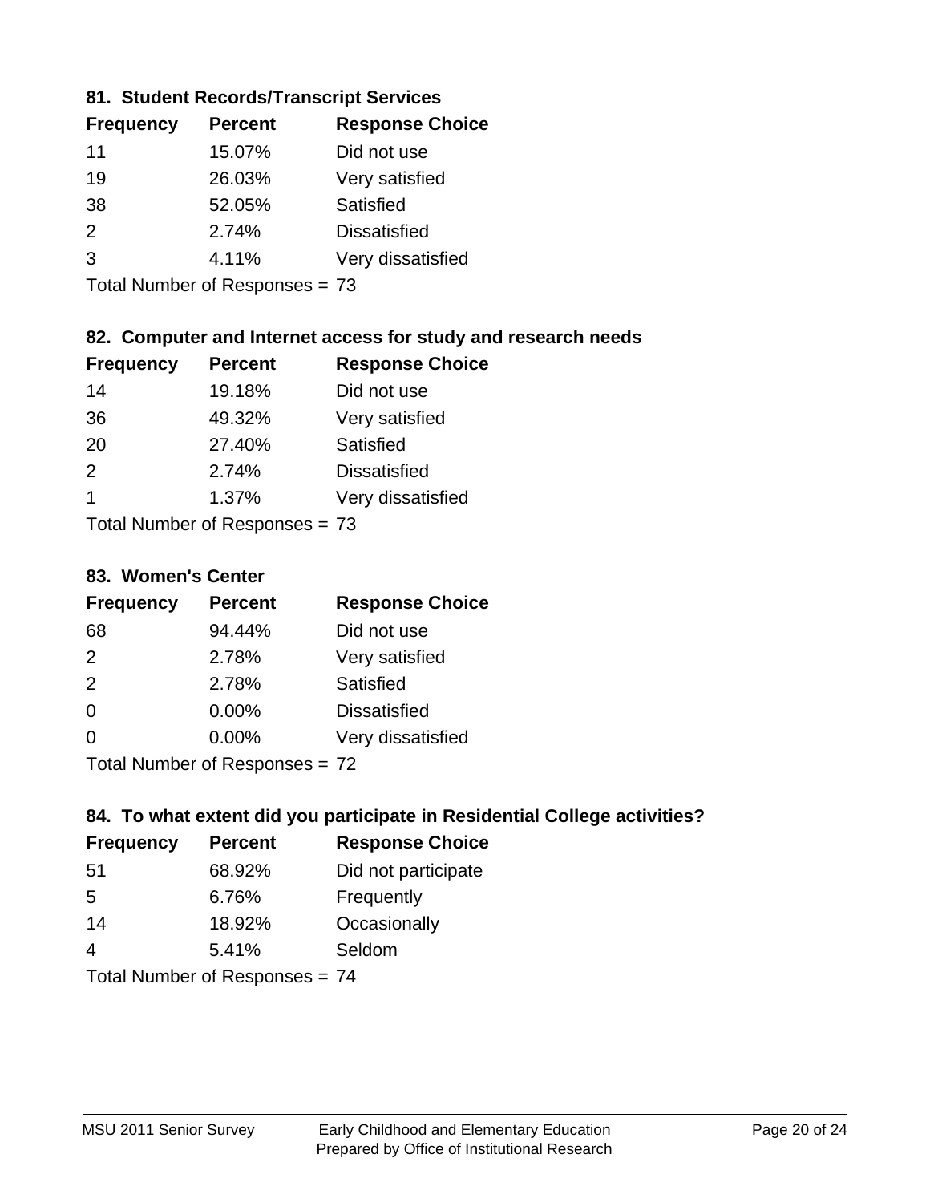### 81. Student Records/Transcript Services

| Frequency | Percent | Response Choice |
|---|---|---|
| 11 | 15.07% | Did not use |
| 19 | 26.03% | Very satisfied |
| 38 | 52.05% | Satisfied |
| 2 | 2.74% | Dissatisfied |
| 3 | 4.11% | Very dissatisfied |

Total Number of Responses = 73

### 82. Computer and Internet access for study and research needs

| Frequency | Percent | Response Choice |
|---|---|---|
| 14 | 19.18% | Did not use |
| 36 | 49.32% | Very satisfied |
| 20 | 27.40% | Satisfied |
| 2 | 2.74% | Dissatisfied |
| 1 | 1.37% | Very dissatisfied |

Total Number of Responses = 73

### 83. Women's Center

| Frequency | Percent | Response Choice |
|---|---|---|
| 68 | 94.44% | Did not use |
| 2 | 2.78% | Very satisfied |
| 2 | 2.78% | Satisfied |
| 0 | 0.00% | Dissatisfied |
| 0 | 0.00% | Very dissatisfied |

Total Number of Responses = 72

### 84. To what extent did you participate in Residential College activities?

| Frequency | Percent | Response Choice |
|---|---|---|
| 51 | 68.92% | Did not participate |
| 5 | 6.76% | Frequently |
| 14 | 18.92% | Occasionally |
| 4 | 5.41% | Seldom |

Total Number of Responses = 74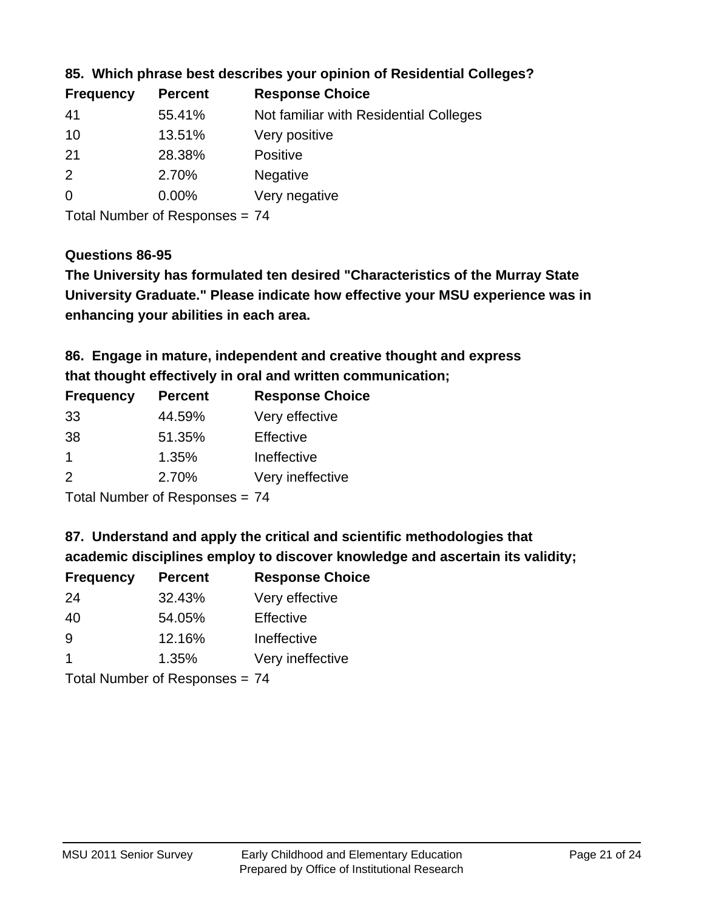### 85. Which phrase best describes your opinion of Residential Colleges?

| Frequency | Percent | Response Choice |
|---|---|---|
| 41 | 55.41% | Not familiar with Residential Colleges |
| 10 | 13.51% | Very positive |
| 21 | 28.38% | Positive |
| 2 | 2.70% | Negative |
| 0 | 0.00% | Very negative |

Total Number of Responses = 74

### Questions 86-95

**The University has formulated ten desired "Characteristics of the Murray State University Graduate." Please indicate how effective your MSU experience was in enhancing your abilities in each area.**

### 86. Engage in mature, independent and creative thought and express that thought effectively in oral and written communication;

| Frequency | Percent | Response Choice |
|---|---|---|
| 33 | 44.59% | Very effective |
| 38 | 51.35% | Effective |
| 1 | 1.35% | Ineffective |
| 2 | 2.70% | Very ineffective |

Total Number of Responses = 74

### 87. Understand and apply the critical and scientific methodologies that academic disciplines employ to discover knowledge and ascertain its validity;

| Frequency | Percent | Response Choice |
|---|---|---|
| 24 | 32.43% | Very effective |
| 40 | 54.05% | Effective |
| 9 | 12.16% | Ineffective |
| 1 | 1.35% | Very ineffective |

Total Number of Responses = 74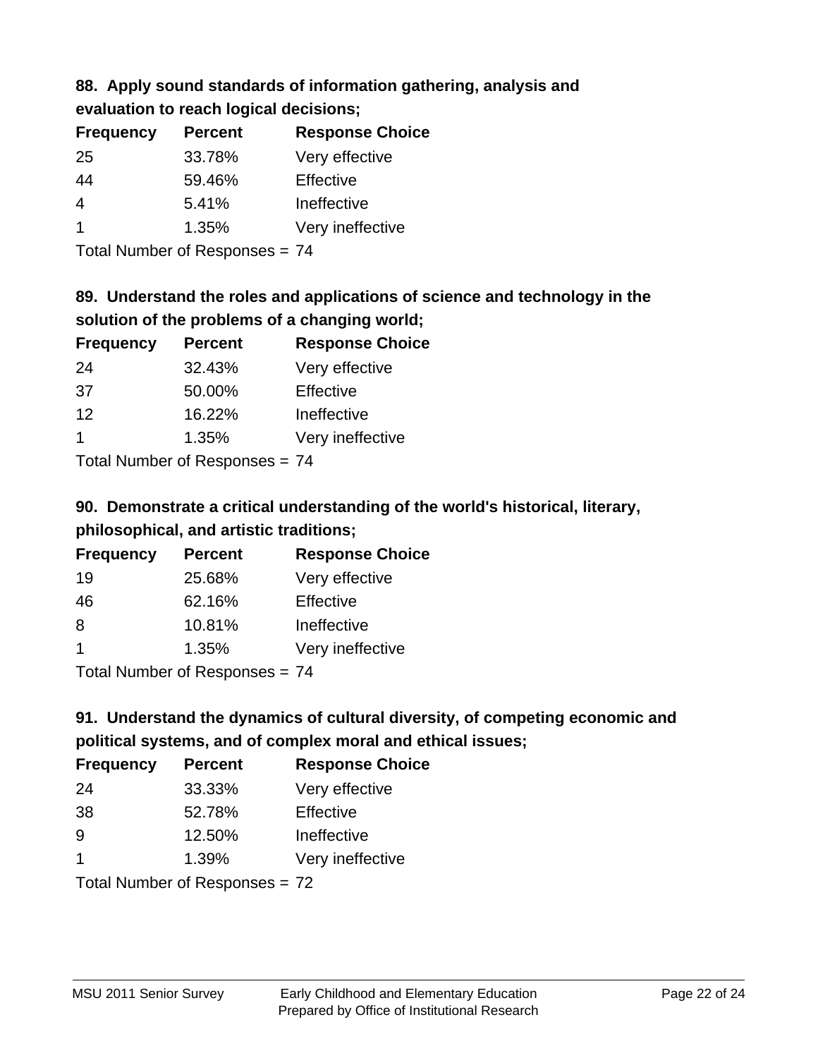### 88. Apply sound standards of information gathering, analysis and evaluation to reach logical decisions;

| Frequency | Percent | Response Choice |
| --- | --- | --- |
| 25 | 33.78% | Very effective |
| 44 | 59.46% | Effective |
| 4 | 5.41% | Ineffective |
| 1 | 1.35% | Very ineffective |

Total Number of Responses = 74

### 89. Understand the roles and applications of science and technology in the solution of the problems of a changing world;

| Frequency | Percent | Response Choice |
| --- | --- | --- |
| 24 | 32.43% | Very effective |
| 37 | 50.00% | Effective |
| 12 | 16.22% | Ineffective |
| 1 | 1.35% | Very ineffective |

Total Number of Responses = 74

### 90. Demonstrate a critical understanding of the world's historical, literary, philosophical, and artistic traditions;

| Frequency | Percent | Response Choice |
| --- | --- | --- |
| 19 | 25.68% | Very effective |
| 46 | 62.16% | Effective |
| 8 | 10.81% | Ineffective |
| 1 | 1.35% | Very ineffective |

Total Number of Responses = 74

### 91. Understand the dynamics of cultural diversity, of competing economic and political systems, and of complex moral and ethical issues;

| Frequency | Percent | Response Choice |
| --- | --- | --- |
| 24 | 33.33% | Very effective |
| 38 | 52.78% | Effective |
| 9 | 12.50% | Ineffective |
| 1 | 1.39% | Very ineffective |

Total Number of Responses = 72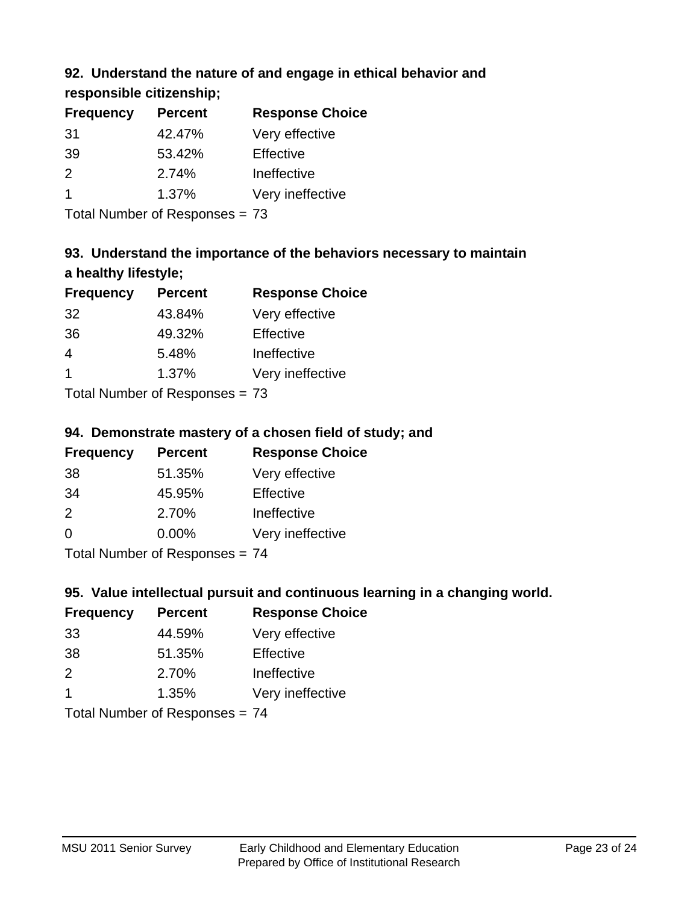### 92. Understand the nature of and engage in ethical behavior and responsible citizenship;

| Frequency | Percent | Response Choice |
|---|---|---|
| 31 | 42.47% | Very effective |
| 39 | 53.42% | Effective |
| 2 | 2.74% | Ineffective |
| 1 | 1.37% | Very ineffective |

Total Number of Responses = 73

### 93. Understand the importance of the behaviors necessary to maintain a healthy lifestyle;

| Frequency | Percent | Response Choice |
|---|---|---|
| 32 | 43.84% | Very effective |
| 36 | 49.32% | Effective |
| 4 | 5.48% | Ineffective |
| 1 | 1.37% | Very ineffective |

Total Number of Responses = 73

### 94. Demonstrate mastery of a chosen field of study; and

| Frequency | Percent | Response Choice |
|---|---|---|
| 38 | 51.35% | Very effective |
| 34 | 45.95% | Effective |
| 2 | 2.70% | Ineffective |
| 0 | 0.00% | Very ineffective |

Total Number of Responses = 74

### 95. Value intellectual pursuit and continuous learning in a changing world.

| Frequency | Percent | Response Choice |
|---|---|---|
| 33 | 44.59% | Very effective |
| 38 | 51.35% | Effective |
| 2 | 2.70% | Ineffective |
| 1 | 1.35% | Very ineffective |

Total Number of Responses = 74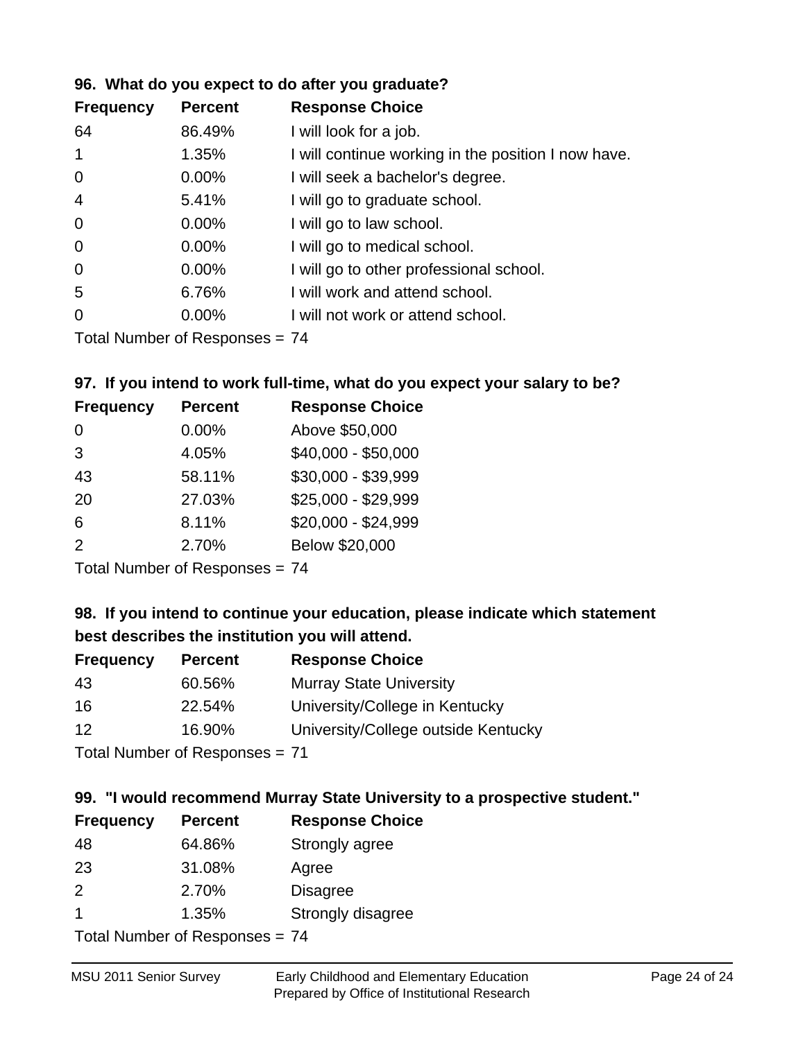### 96. What do you expect to do after you graduate?

| Frequency | Percent | Response Choice |
|---|---|---|
| 64 | 86.49% | I will look for a job. |
| 1 | 1.35% | I will continue working in the position I now have. |
| 0 | 0.00% | I will seek a bachelor's degree. |
| 4 | 5.41% | I will go to graduate school. |
| 0 | 0.00% | I will go to law school. |
| 0 | 0.00% | I will go to medical school. |
| 0 | 0.00% | I will go to other professional school. |
| 5 | 6.76% | I will work and attend school. |
| 0 | 0.00% | I will not work or attend school. |

Total Number of Responses = 74

### 97. If you intend to work full-time, what do you expect your salary to be?

| Frequency | Percent | Response Choice |
|---|---|---|
| 0 | 0.00% | Above $50,000 |
| 3 | 4.05% | $40,000 - $50,000 |
| 43 | 58.11% | $30,000 - $39,999 |
| 20 | 27.03% | $25,000 - $29,999 |
| 6 | 8.11% | $20,000 - $24,999 |
| 2 | 2.70% | Below $20,000 |

Total Number of Responses = 74

### 98. If you intend to continue your education, please indicate which statement best describes the institution you will attend.

| Frequency | Percent | Response Choice |
|---|---|---|
| 43 | 60.56% | Murray State University |
| 16 | 22.54% | University/College in Kentucky |
| 12 | 16.90% | University/College outside Kentucky |

Total Number of Responses = 71

### 99. "I would recommend Murray State University to a prospective student."

| Frequency | Percent | Response Choice |
|---|---|---|
| 48 | 64.86% | Strongly agree |
| 23 | 31.08% | Agree |
| 2 | 2.70% | Disagree |
| 1 | 1.35% | Strongly disagree |

Total Number of Responses = 74